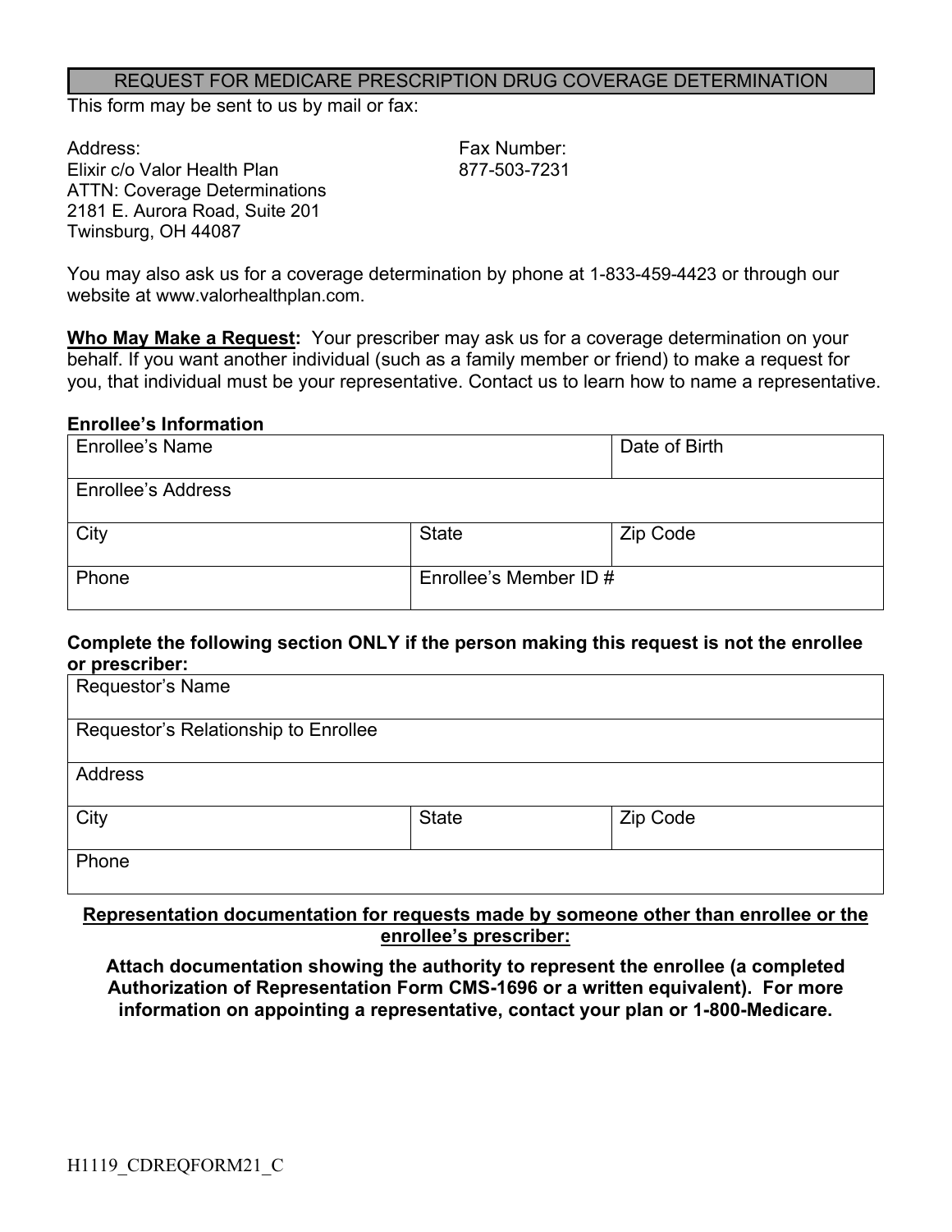# REQUEST FOR MEDICARE PRESCRIPTION DRUG COVERAGE DETERMINATION

This form may be sent to us by mail or fax:

Address:
Elixir c/o Valor Health Plan
ATTN: Coverage Determinations
2181 E. Aurora Road, Suite 201
Twinsburg, OH 44087

Fax Number:
877-503-7231

You may also ask us for a coverage determination by phone at 1-833-459-4423 or through our website at www.valorhealthplan.com.

**Who May Make a Request:** Your prescriber may ask us for a coverage determination on your behalf. If you want another individual (such as a family member or friend) to make a request for you, that individual must be your representative. Contact us to learn how to name a representative.

**Enrollee's Information**

| Enrollee's Name | | Date of Birth |
|---|---|---|
| Enrollee's Address | | |
| City | State | Zip Code |
| Phone | Enrollee's Member ID # | |

**Complete the following section ONLY if the person making this request is not the enrollee or prescriber:**

| Requestor's Name | | |
|---|---|---|
| Requestor's Relationship to Enrollee | | |
| Address | | |
| City | State | Zip Code |
| Phone | | |

**Representation documentation for requests made by someone other than enrollee or the enrollee's prescriber:**

**Attach documentation showing the authority to represent the enrollee (a completed Authorization of Representation Form CMS-1696 or a written equivalent). For more information on appointing a representative, contact your plan or 1-800-Medicare.**

H1119_CDREQFORM21_C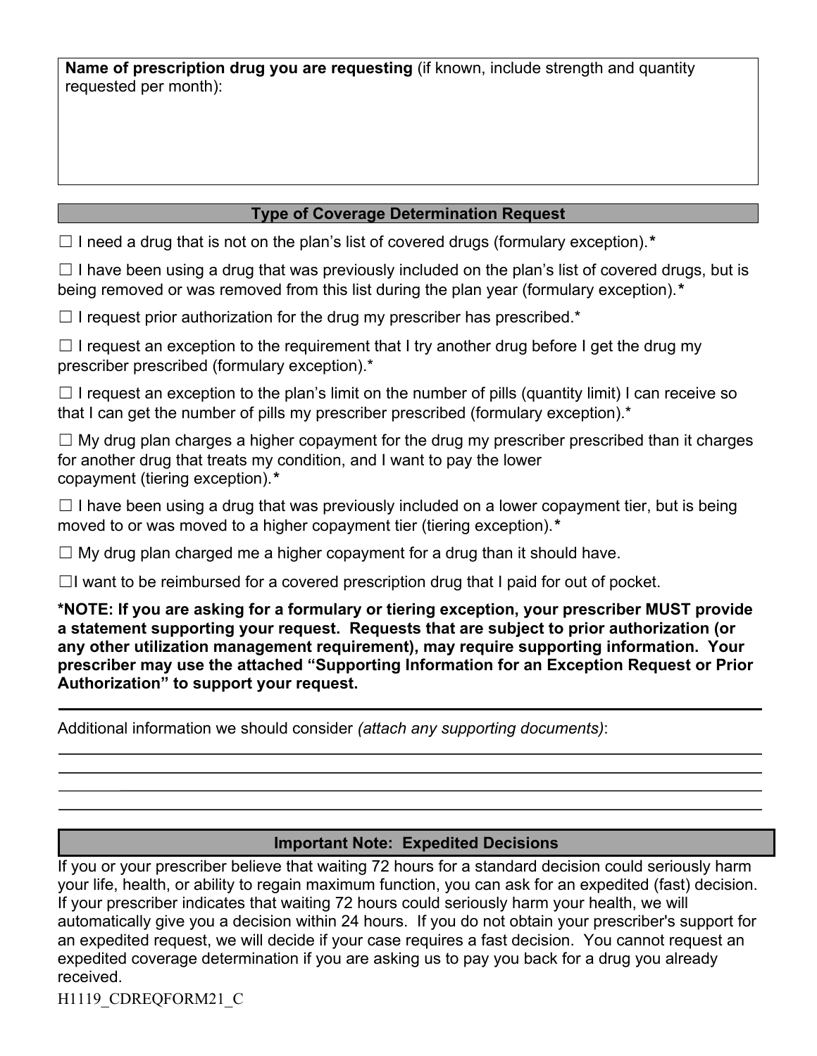**Name of prescription drug you are requesting** (if known, include strength and quantity requested per month):

## Type of Coverage Determination Request

☐ I need a drug that is not on the plan's list of covered drugs (formulary exception).**\***

☐ I have been using a drug that was previously included on the plan's list of covered drugs, but is being removed or was removed from this list during the plan year (formulary exception).**\***

☐ I request prior authorization for the drug my prescriber has prescribed.*

☐ I request an exception to the requirement that I try another drug before I get the drug my prescriber prescribed (formulary exception).*

☐ I request an exception to the plan's limit on the number of pills (quantity limit) I can receive so that I can get the number of pills my prescriber prescribed (formulary exception).*

☐ My drug plan charges a higher copayment for the drug my prescriber prescribed than it charges for another drug that treats my condition, and I want to pay the lower copayment (tiering exception).**\***

☐ I have been using a drug that was previously included on a lower copayment tier, but is being moved to or was moved to a higher copayment tier (tiering exception).**\***

☐ My drug plan charged me a higher copayment for a drug than it should have.

☐I want to be reimbursed for a covered prescription drug that I paid for out of pocket.

**\*NOTE: If you are asking for a formulary or tiering exception, your prescriber MUST provide a statement supporting your request. Requests that are subject to prior authorization (or any other utilization management requirement), may require supporting information. Your prescriber may use the attached "Supporting Information for an Exception Request or Prior Authorization" to support your request.**

---

Additional information we should consider *(attach any supporting documents)*:

______________________________________________________________________________

______________________________________________________________________________

______________________________________________________________________________

______________________________________________________________________________

## Important Note: Expedited Decisions

If you or your prescriber believe that waiting 72 hours for a standard decision could seriously harm your life, health, or ability to regain maximum function, you can ask for an expedited (fast) decision. If your prescriber indicates that waiting 72 hours could seriously harm your health, we will automatically give you a decision within 24 hours. If you do not obtain your prescriber's support for an expedited request, we will decide if your case requires a fast decision. You cannot request an expedited coverage determination if you are asking us to pay you back for a drug you already received.

H1119_CDREQFORM21_C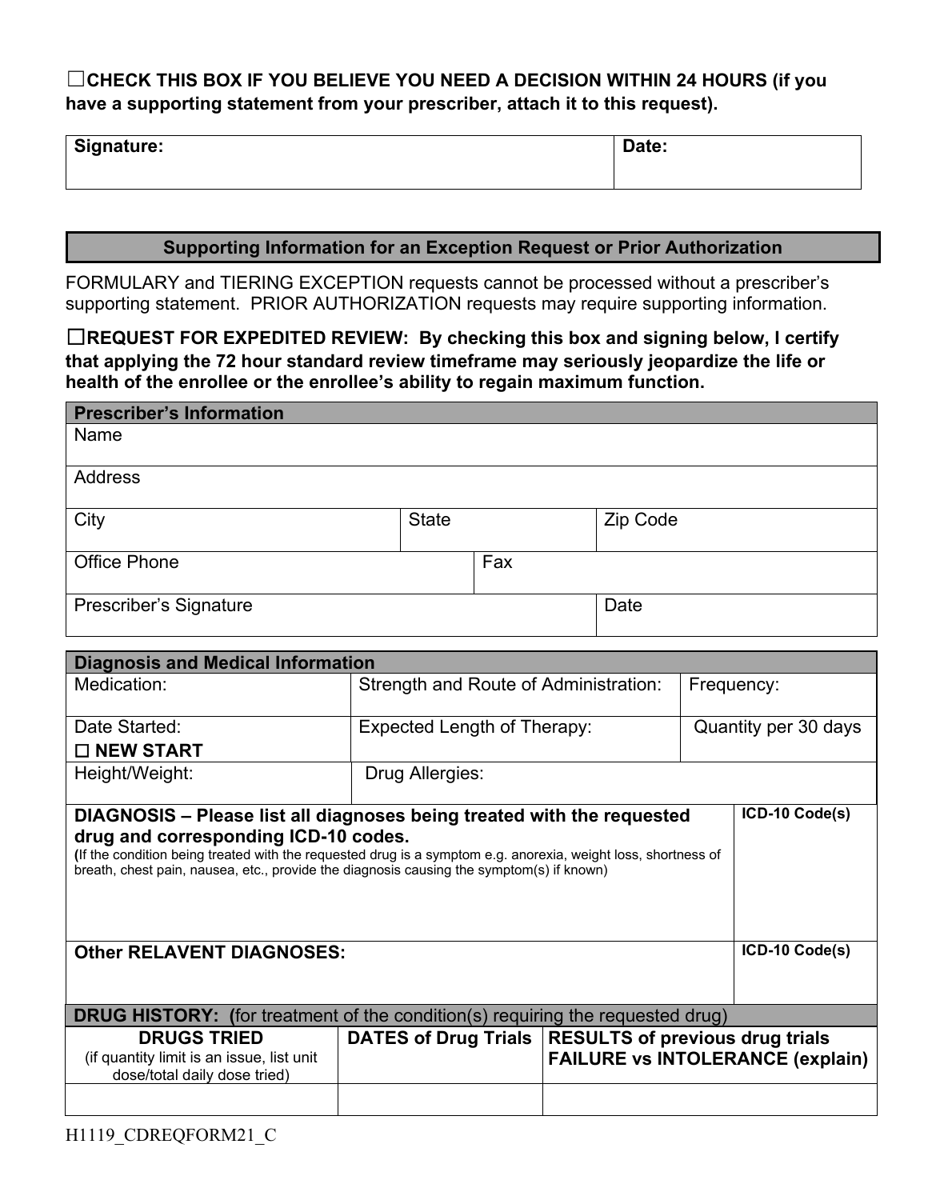☐**CHECK THIS BOX IF YOU BELIEVE YOU NEED A DECISION WITHIN 24 HOURS (if you have a supporting statement from your prescriber, attach it to this request).**

| Signature: | Date: |
|---|---|
| | |

## Supporting Information for an Exception Request or Prior Authorization

FORMULARY and TIERING EXCEPTION requests cannot be processed without a prescriber's supporting statement. PRIOR AUTHORIZATION requests may require supporting information.

☐**REQUEST FOR EXPEDITED REVIEW: By checking this box and signing below, I certify that applying the 72 hour standard review timeframe may seriously jeopardize the life or health of the enrollee or the enrollee's ability to regain maximum function.**

| **Prescriber's Information** | | |
|---|---|---|
| Name | | |
| Address | | |
| City | State | Zip Code |
| Office Phone | Fax | |
| Prescriber's Signature | | Date |

| **Diagnosis and Medical Information** | | |
|---|---|---|
| Medication: | Strength and Route of Administration: | Frequency: |
| Date Started: ☐ **NEW START** | Expected Length of Therapy: | Quantity per 30 days |
| Height/Weight: | Drug Allergies: | |

| **DIAGNOSIS – Please list all diagnoses being treated with the requested drug and corresponding ICD-10 codes.** (If the condition being treated with the requested drug is a symptom e.g. anorexia, weight loss, shortness of breath, chest pain, nausea, etc., provide the diagnosis causing the symptom(s) if known) | **ICD-10 Code(s)** |
|---|---|
| | |
| **Other RELAVENT DIAGNOSES:** | **ICD-10 Code(s)** |
| | |

| **DRUG HISTORY: (**for treatment of the condition(s) requiring the requested drug) | | |
|---|---|---|
| **DRUGS TRIED** (if quantity limit is an issue, list unit dose/total daily dose tried) | **DATES of Drug Trials** | **RESULTS of previous drug trials FAILURE vs INTOLERANCE (explain)** |
| | | |

H1119_CDREQFORM21_C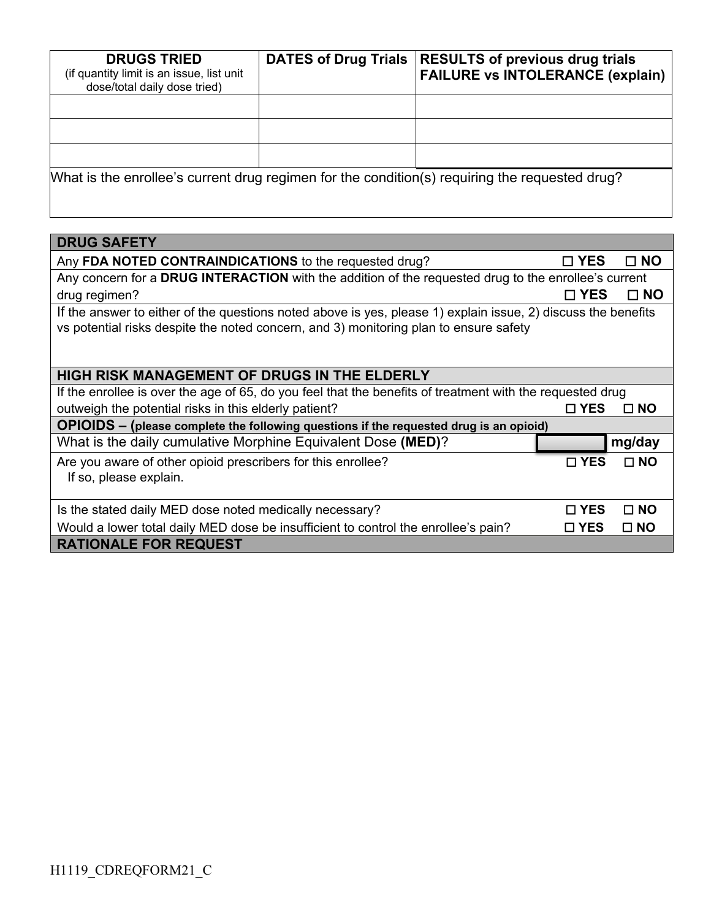| **DRUGS TRIED** (if quantity limit is an issue, list unit dose/total daily dose tried) | **DATES of Drug Trials** | **RESULTS of previous drug trials FAILURE vs INTOLERANCE (explain)** |
|---|---|---|
| | | |
| | | |
| | | |

What is the enrollee's current drug regimen for the condition(s) requiring the requested drug?

## DRUG SAFETY

Any **FDA NOTED CONTRAINDICATIONS** to the requested drug? ☐ **YES** ☐ **NO**

Any concern for a **DRUG INTERACTION** with the addition of the requested drug to the enrollee's current drug regimen? ☐ **YES** ☐ **NO**

If the answer to either of the questions noted above is yes, please 1) explain issue, 2) discuss the benefits vs potential risks despite the noted concern, and 3) monitoring plan to ensure safety

## HIGH RISK MANAGEMENT OF DRUGS IN THE ELDERLY

If the enrollee is over the age of 65, do you feel that the benefits of treatment with the requested drug outweigh the potential risks in this elderly patient? ☐ **YES** ☐ **NO**

## OPIOIDS – (please complete the following questions if the requested drug is an opioid)

What is the daily cumulative Morphine Equivalent Dose **(MED)**? ________ **mg/day**

Are you aware of other opioid prescribers for this enrollee? ☐ **YES** ☐ **NO**
If so, please explain.

Is the stated daily MED dose noted medically necessary? ☐ **YES** ☐ **NO**

Would a lower total daily MED dose be insufficient to control the enrollee's pain? ☐ **YES** ☐ **NO**

## RATIONALE FOR REQUEST

H1119_CDREQFORM21_C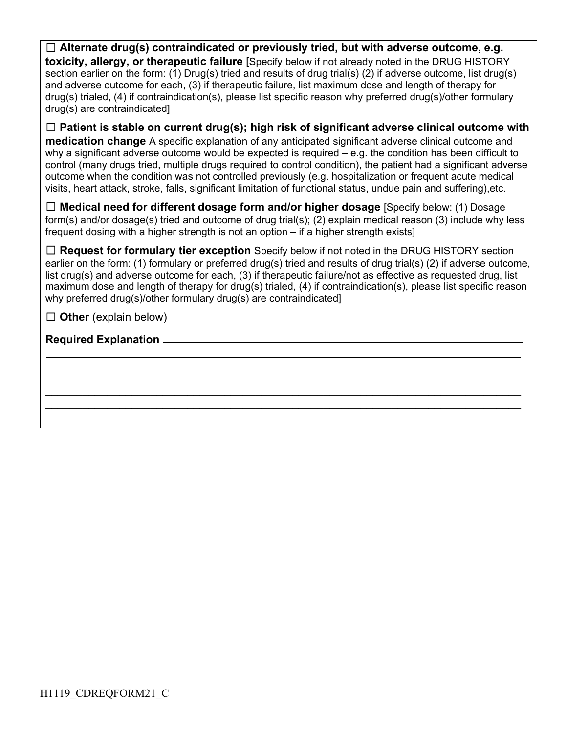☐ **Alternate drug(s) contraindicated or previously tried, but with adverse outcome, e.g. toxicity, allergy, or therapeutic failure** [Specify below if not already noted in the DRUG HISTORY section earlier on the form: (1) Drug(s) tried and results of drug trial(s) (2) if adverse outcome, list drug(s) and adverse outcome for each, (3) if therapeutic failure, list maximum dose and length of therapy for drug(s) trialed, (4) if contraindication(s), please list specific reason why preferred drug(s)/other formulary drug(s) are contraindicated]

☐ **Patient is stable on current drug(s); high risk of significant adverse clinical outcome with medication change** A specific explanation of any anticipated significant adverse clinical outcome and why a significant adverse outcome would be expected is required – e.g. the condition has been difficult to control (many drugs tried, multiple drugs required to control condition), the patient had a significant adverse outcome when the condition was not controlled previously (e.g. hospitalization or frequent acute medical visits, heart attack, stroke, falls, significant limitation of functional status, undue pain and suffering),etc.

☐ **Medical need for different dosage form and/or higher dosage** [Specify below: (1) Dosage form(s) and/or dosage(s) tried and outcome of drug trial(s); (2) explain medical reason (3) include why less frequent dosing with a higher strength is not an option – if a higher strength exists]

☐ **Request for formulary tier exception** Specify below if not noted in the DRUG HISTORY section earlier on the form: (1) formulary or preferred drug(s) tried and results of drug trial(s) (2) if adverse outcome, list drug(s) and adverse outcome for each, (3) if therapeutic failure/not as effective as requested drug, list maximum dose and length of therapy for drug(s) trialed, (4) if contraindication(s), please list specific reason why preferred drug(s)/other formulary drug(s) are contraindicated]

☐ **Other** (explain below)

**Required Explanation** ______________________________________________

______________________________________________________________________

______________________________________________________________________

______________________________________________________________________

______________________________________________________________________

______________________________________________________________________

H1119_CDREQFORM21_C